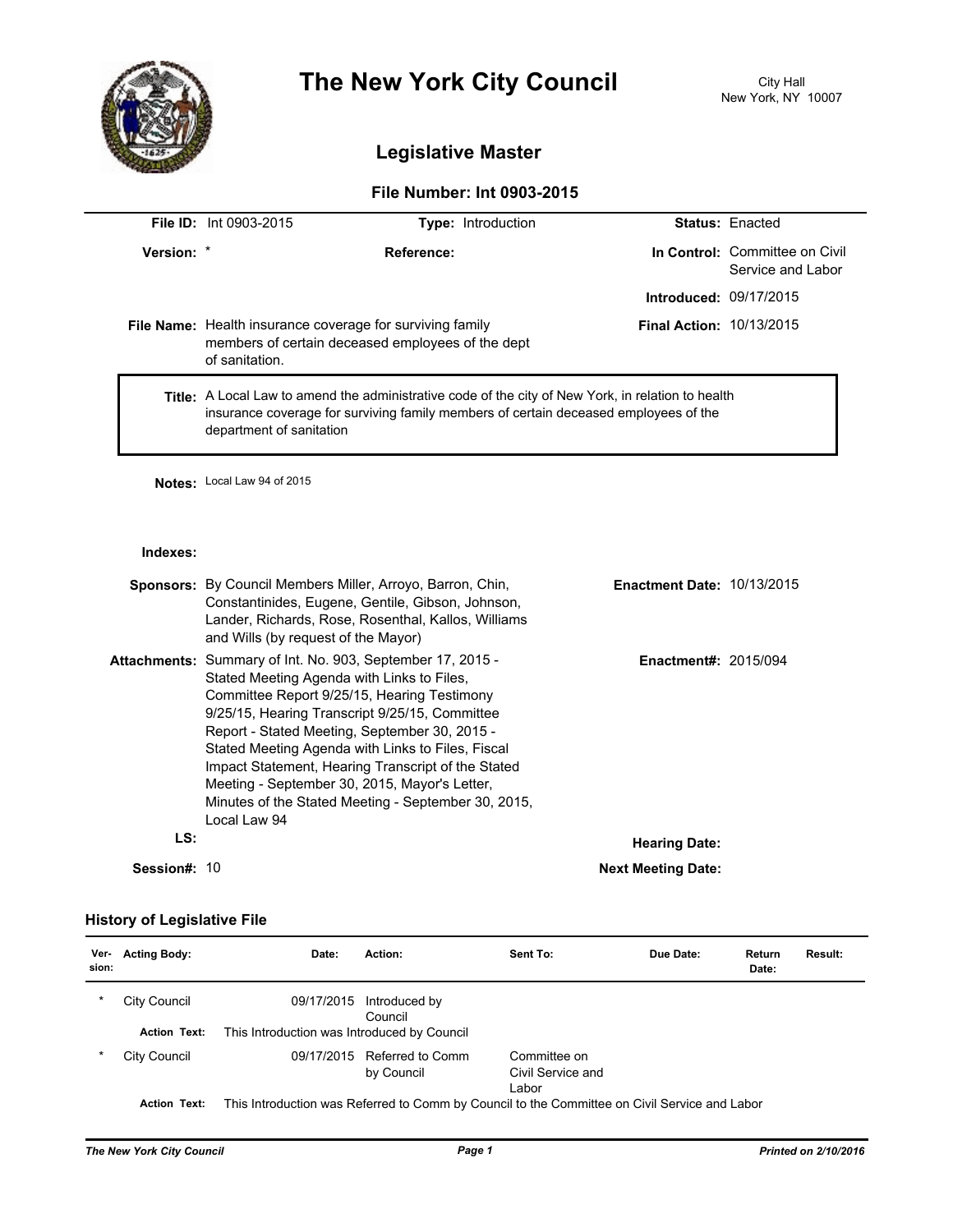# The New York City Council

City Hall
New York, NY 10007

## Legislative Master

### File Number: Int 0903-2015

**File ID:** Int 0903-2015 **Type:** Introduction **Status:** Enacted

**Version:** * **Reference:** **In Control:** Committee on Civil Service and Labor

**Introduced:** 09/17/2015

**File Name:** Health insurance coverage for surviving family members of certain deceased employees of the dept of sanitation. **Final Action:** 10/13/2015

**Title:** A Local Law to amend the administrative code of the city of New York, in relation to health insurance coverage for surviving family members of certain deceased employees of the department of sanitation

**Notes:** Local Law 94 of 2015

**Indexes:**

**Sponsors:** By Council Members Miller, Arroyo, Barron, Chin, Constantinides, Eugene, Gentile, Gibson, Johnson, Lander, Richards, Rose, Rosenthal, Kallos, Williams and Wills (by request of the Mayor) **Enactment Date:** 10/13/2015

**Attachments:** Summary of Int. No. 903, September 17, 2015 - Stated Meeting Agenda with Links to Files, Committee Report 9/25/15, Hearing Testimony 9/25/15, Hearing Transcript 9/25/15, Committee Report - Stated Meeting, September 30, 2015 - Stated Meeting Agenda with Links to Files, Fiscal Impact Statement, Hearing Transcript of the Stated Meeting - September 30, 2015, Mayor's Letter, Minutes of the Stated Meeting - September 30, 2015, Local Law 94 **Enactment#:** 2015/094

**LS:** **Hearing Date:**

**Session#:** 10 **Next Meeting Date:**

### History of Legislative File

| Version | Acting Body | Date | Action | Sent To | Due Date | Return Date | Result |
|---|---|---|---|---|---|---|---|
| * | City Council | 09/17/2015 | Introduced by Council | | | | |
| | **Action Text:** | This Introduction was Introduced by Council | | | | | |
| * | City Council | 09/17/2015 | Referred to Comm by Council | Committee on Civil Service and Labor | | | |
| | **Action Text:** | This Introduction was Referred to Comm by Council to the Committee on Civil Service and Labor | | | | | |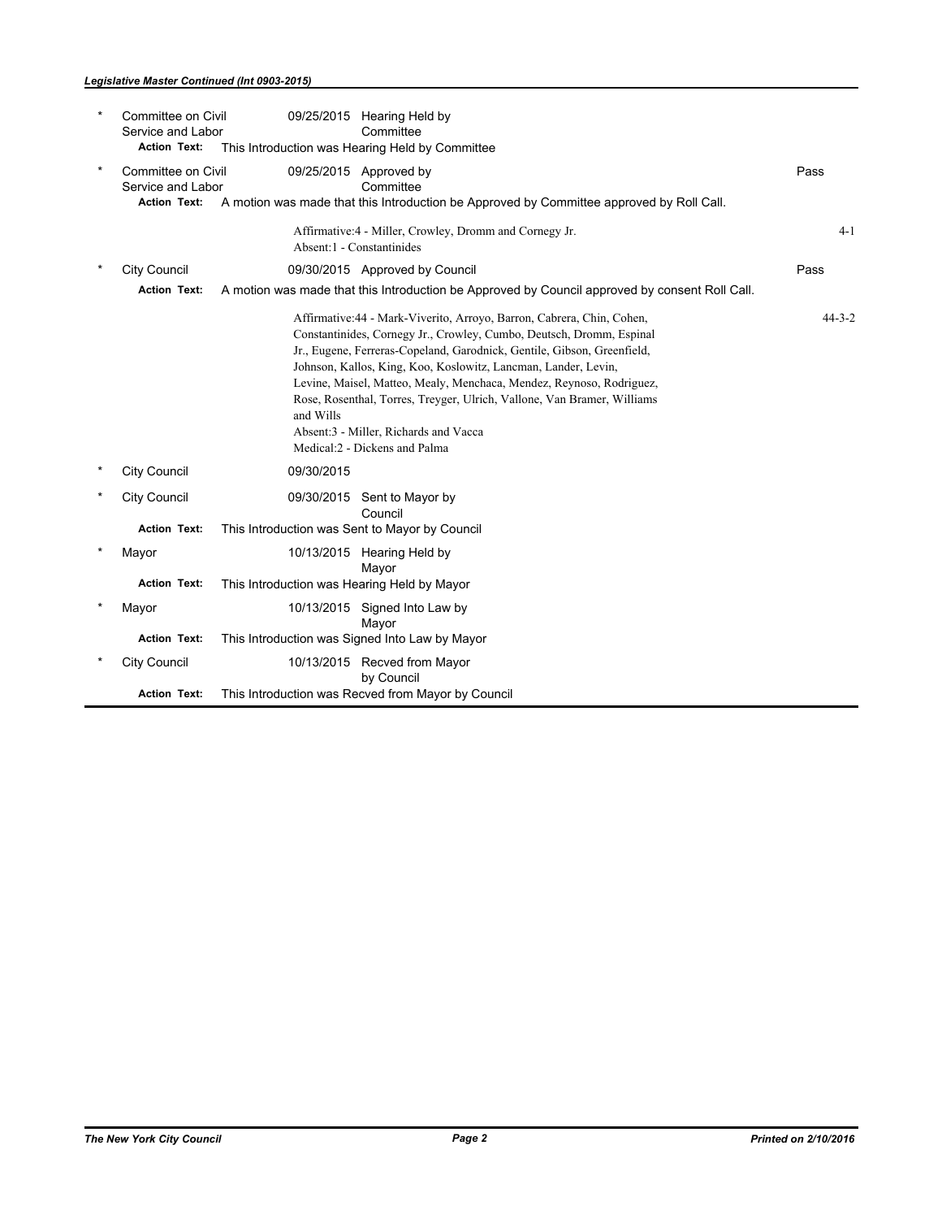*Legislative Master Continued (Int 0903-2015)*

| | | | | |
|---|---|---|---|---|
| * | Committee on Civil Service and Labor | 09/25/2015 | Hearing Held by Committee | |
| | **Action Text:** | This Introduction was Hearing Held by Committee | | |
| * | Committee on Civil Service and Labor | 09/25/2015 | Approved by Committee | Pass |
| | **Action Text:** | A motion was made that this Introduction be Approved by Committee approved by Roll Call. | | |
| | | | Affirmative:4 - Miller, Crowley, Dromm and Cornegy Jr.<br>Absent:1 - Constantinides | 4-1 |
| * | City Council | 09/30/2015 | Approved by Council | Pass |
| | **Action Text:** | A motion was made that this Introduction be Approved by Council approved by consent Roll Call. | | |
| | | | Affirmative:44 - Mark-Viverito, Arroyo, Barron, Cabrera, Chin, Cohen, Constantinides, Cornegy Jr., Crowley, Cumbo, Deutsch, Dromm, Espinal Jr., Eugene, Ferreras-Copeland, Garodnick, Gentile, Gibson, Greenfield, Johnson, Kallos, King, Koo, Koslowitz, Lancman, Lander, Levin, Levine, Maisel, Matteo, Mealy, Menchaca, Mendez, Reynoso, Rodriguez, Rose, Rosenthal, Torres, Treyger, Ulrich, Vallone, Van Bramer, Williams and Wills<br>Absent:3 - Miller, Richards and Vacca<br>Medical:2 - Dickens and Palma | 44-3-2 |
| * | City Council | 09/30/2015 | | |
| * | City Council | 09/30/2015 | Sent to Mayor by Council | |
| | **Action Text:** | This Introduction was Sent to Mayor by Council | | |
| * | Mayor | 10/13/2015 | Hearing Held by Mayor | |
| | **Action Text:** | This Introduction was Hearing Held by Mayor | | |
| * | Mayor | 10/13/2015 | Signed Into Law by Mayor | |
| | **Action Text:** | This Introduction was Signed Into Law by Mayor | | |
| * | City Council | 10/13/2015 | Recved from Mayor by Council | |
| | **Action Text:** | This Introduction was Recved from Mayor by Council | | |